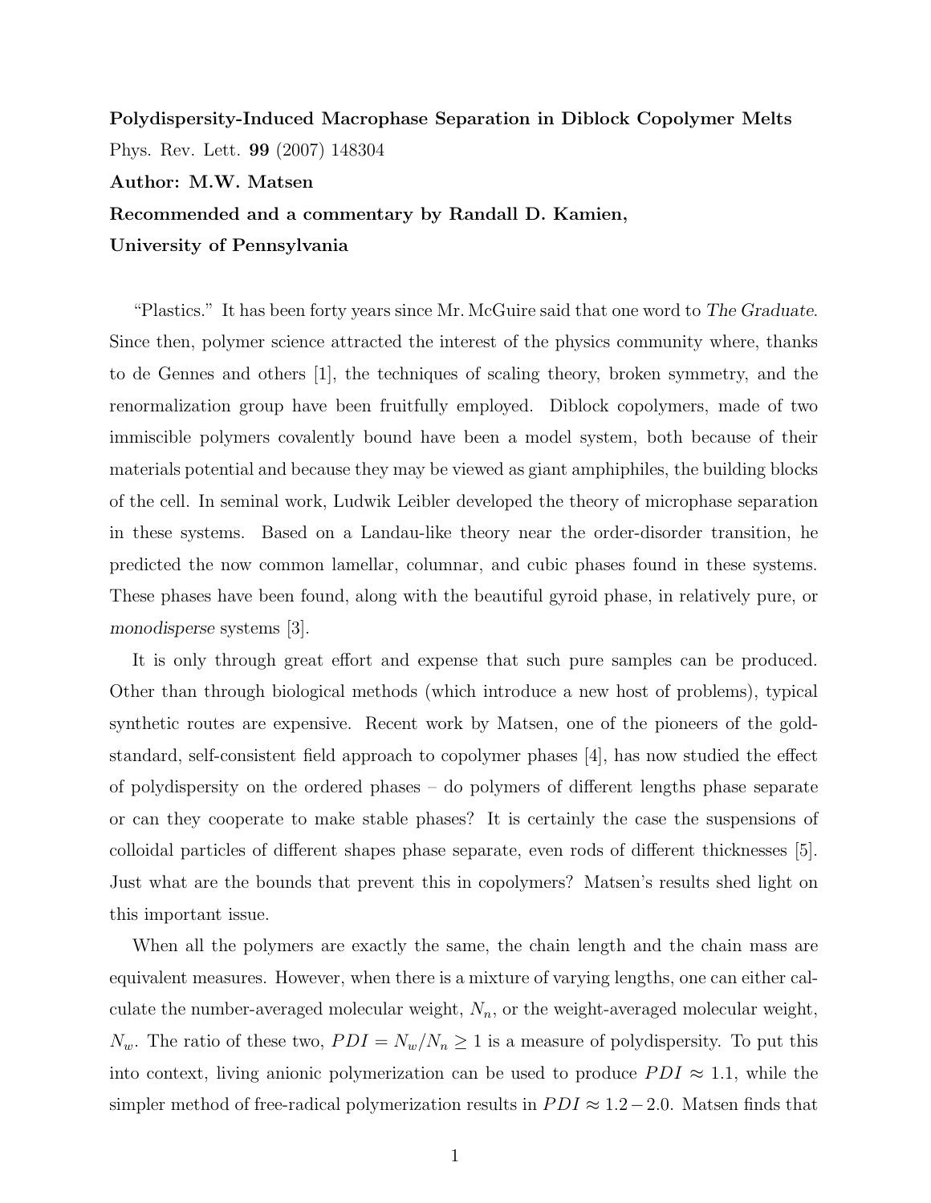**Polydispersity-Induced Macrophase Separation in Diblock Copolymer Melts**

Phys. Rev. Lett. **99** (2007) 148304

**Author: M.W. Matsen**

**Recommended and a commentary by Randall D. Kamien,**

**University of Pennsylvania**

"Plastics." It has been forty years since Mr. McGuire said that one word to *The Graduate*. Since then, polymer science attracted the interest of the physics community where, thanks to de Gennes and others [1], the techniques of scaling theory, broken symmetry, and the renormalization group have been fruitfully employed. Diblock copolymers, made of two immiscible polymers covalently bound have been a model system, both because of their materials potential and because they may be viewed as giant amphiphiles, the building blocks of the cell. In seminal work, Ludwik Leibler developed the theory of microphase separation in these systems. Based on a Landau-like theory near the order-disorder transition, he predicted the now common lamellar, columnar, and cubic phases found in these systems. These phases have been found, along with the beautiful gyroid phase, in relatively pure, or *monodisperse* systems [3].

It is only through great effort and expense that such pure samples can be produced. Other than through biological methods (which introduce a new host of problems), typical synthetic routes are expensive. Recent work by Matsen, one of the pioneers of the gold-standard, self-consistent field approach to copolymer phases [4], has now studied the effect of polydispersity on the ordered phases – do polymers of different lengths phase separate or can they cooperate to make stable phases? It is certainly the case the suspensions of colloidal particles of different shapes phase separate, even rods of different thicknesses [5]. Just what are the bounds that prevent this in copolymers? Matsen's results shed light on this important issue.

When all the polymers are exactly the same, the chain length and the chain mass are equivalent measures. However, when there is a mixture of varying lengths, one can either calculate the number-averaged molecular weight, $N_n$, or the weight-averaged molecular weight, $N_w$. The ratio of these two, $PDI = N_w/N_n \geq 1$ is a measure of polydispersity. To put this into context, living anionic polymerization can be used to produce $PDI \approx 1.1$, while the simpler method of free-radical polymerization results in $PDI \approx 1.2 - 2.0$. Matsen finds that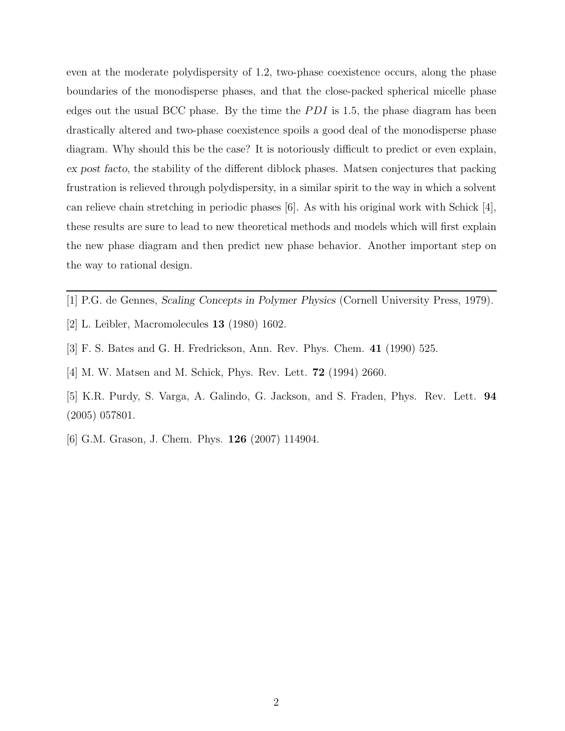even at the moderate polydispersity of 1.2, two-phase coexistence occurs, along the phase boundaries of the monodisperse phases, and that the close-packed spherical micelle phase edges out the usual BCC phase. By the time the $PDI$ is 1.5, the phase diagram has been drastically altered and two-phase coexistence spoils a good deal of the monodisperse phase diagram. Why should this be the case? It is notoriously difficult to predict or even explain, *ex post facto*, the stability of the different diblock phases. Matsen conjectures that packing frustration is relieved through polydispersity, in a similar spirit to the way in which a solvent can relieve chain stretching in periodic phases [6]. As with his original work with Schick [4], these results are sure to lead to new theoretical methods and models which will first explain the new phase diagram and then predict new phase behavior. Another important step on the way to rational design.

---

[1] P.G. de Gennes, *Scaling Concepts in Polymer Physics* (Cornell University Press, 1979).

[2] L. Leibler, Macromolecules **13** (1980) 1602.

[3] F. S. Bates and G. H. Fredrickson, Ann. Rev. Phys. Chem. **41** (1990) 525.

[4] M. W. Matsen and M. Schick, Phys. Rev. Lett. **72** (1994) 2660.

[5] K.R. Purdy, S. Varga, A. Galindo, G. Jackson, and S. Fraden, Phys. Rev. Lett. **94** (2005) 057801.

[6] G.M. Grason, J. Chem. Phys. **126** (2007) 114904.